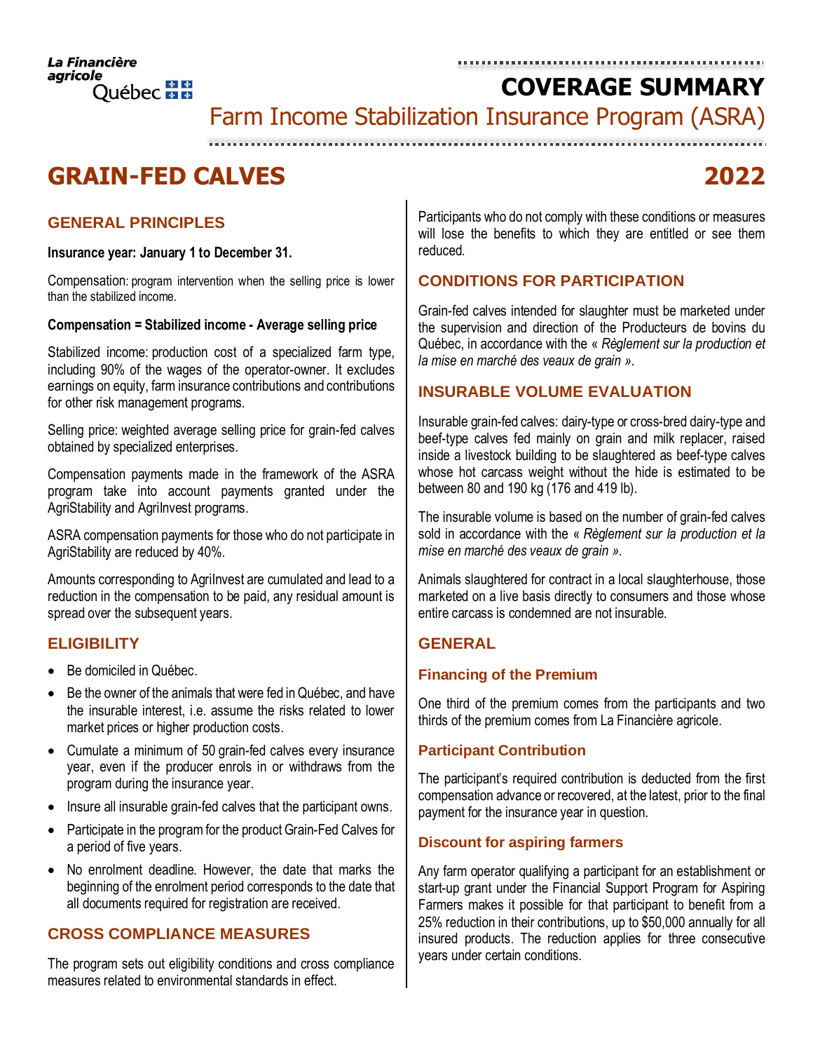La Financière agricole Québec

# COVERAGE SUMMARY

## Farm Income Stabilization Insurance Program (ASRA)

# GRAIN-FED CALVES 2022

## GENERAL PRINCIPLES

**Insurance year: January 1 to December 31.**

Compensation: program intervention when the selling price is lower than the stabilized income.

**Compensation = Stabilized income - Average selling price**

Stabilized income: production cost of a specialized farm type, including 90% of the wages of the operator-owner. It excludes earnings on equity, farm insurance contributions and contributions for other risk management programs.

Selling price: weighted average selling price for grain-fed calves obtained by specialized enterprises.

Compensation payments made in the framework of the ASRA program take into account payments granted under the AgriStability and AgriInvest programs.

ASRA compensation payments for those who do not participate in AgriStability are reduced by 40%.

Amounts corresponding to AgriInvest are cumulated and lead to a reduction in the compensation to be paid, any residual amount is spread over the subsequent years.

## ELIGIBILITY

- Be domiciled in Québec.
- Be the owner of the animals that were fed in Québec, and have the insurable interest, i.e. assume the risks related to lower market prices or higher production costs.
- Cumulate a minimum of 50 grain-fed calves every insurance year, even if the producer enrols in or withdraws from the program during the insurance year.
- Insure all insurable grain-fed calves that the participant owns.
- Participate in the program for the product Grain-Fed Calves for a period of five years.
- No enrolment deadline. However, the date that marks the beginning of the enrolment period corresponds to the date that all documents required for registration are received.

## CROSS COMPLIANCE MEASURES

The program sets out eligibility conditions and cross compliance measures related to environmental standards in effect.

Participants who do not comply with these conditions or measures will lose the benefits to which they are entitled or see them reduced.

## CONDITIONS FOR PARTICIPATION

Grain-fed calves intended for slaughter must be marketed under the supervision and direction of the Producteurs de bovins du Québec, in accordance with the « *Règlement sur la production et la mise en marché des veaux de grain* ».

## INSURABLE VOLUME EVALUATION

Insurable grain-fed calves: dairy-type or cross-bred dairy-type and beef-type calves fed mainly on grain and milk replacer, raised inside a livestock building to be slaughtered as beef-type calves whose hot carcass weight without the hide is estimated to be between 80 and 190 kg (176 and 419 lb).

The insurable volume is based on the number of grain-fed calves sold in accordance with the « *Règlement sur la production et la mise en marché des veaux de grain* ».

Animals slaughtered for contract in a local slaughterhouse, those marketed on a live basis directly to consumers and those whose entire carcass is condemned are not insurable.

## GENERAL

### Financing of the Premium

One third of the premium comes from the participants and two thirds of the premium comes from La Financière agricole.

### Participant Contribution

The participant's required contribution is deducted from the first compensation advance or recovered, at the latest, prior to the final payment for the insurance year in question.

### Discount for aspiring farmers

Any farm operator qualifying a participant for an establishment or start-up grant under the Financial Support Program for Aspiring Farmers makes it possible for that participant to benefit from a 25% reduction in their contributions, up to $50,000 annually for all insured products. The reduction applies for three consecutive years under certain conditions.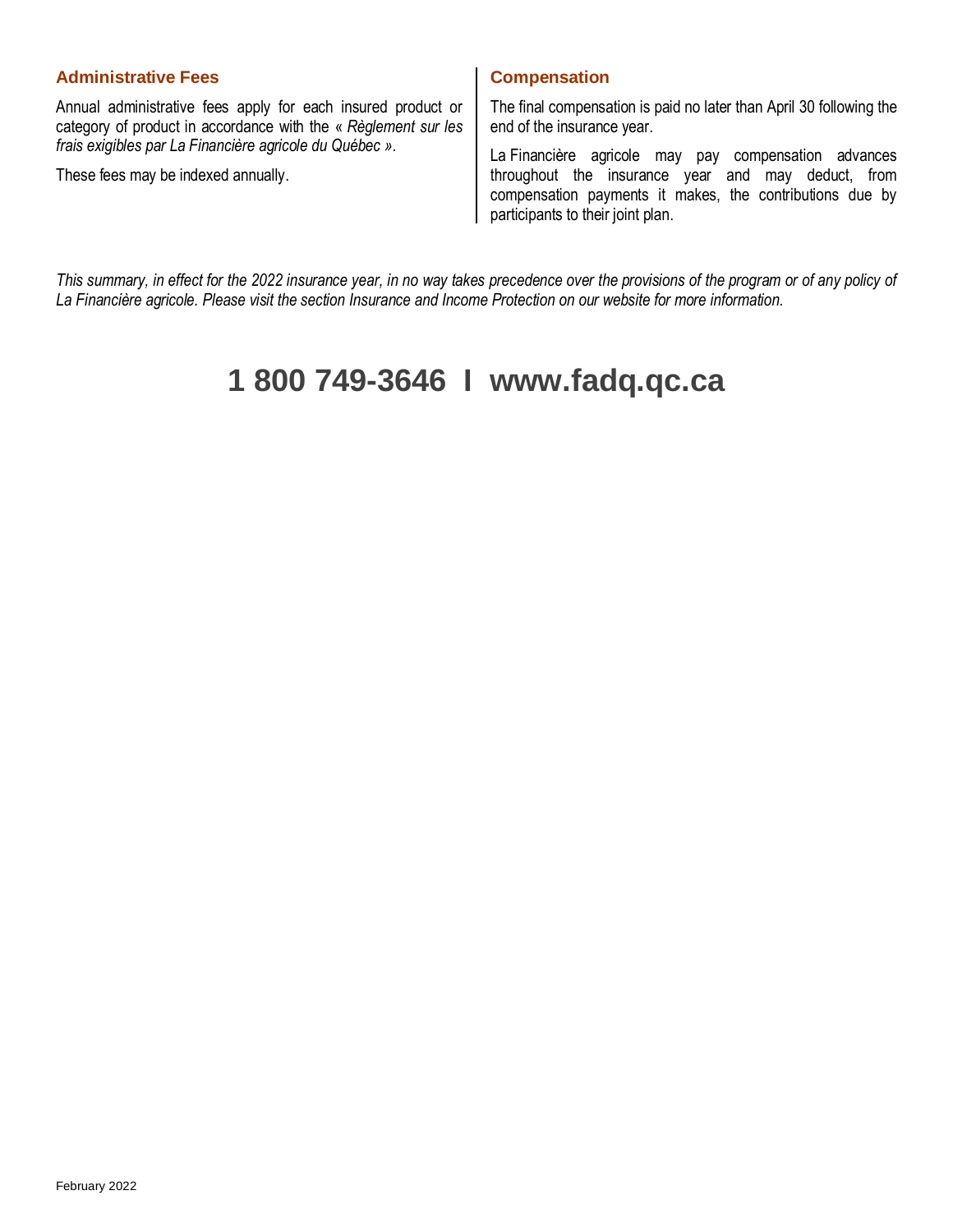## Administrative Fees

Annual administrative fees apply for each insured product or category of product in accordance with the « *Règlement sur les frais exigibles par La Financière agricole du Québec »*.

These fees may be indexed annually.

## Compensation

The final compensation is paid no later than April 30 following the end of the insurance year.

La Financière agricole may pay compensation advances throughout the insurance year and may deduct, from compensation payments it makes, the contributions due by participants to their joint plan.

*This summary, in effect for the 2022 insurance year, in no way takes precedence over the provisions of the program or of any policy of La Financière agricole. Please visit the section Insurance and Income Protection on our website for more information.*

**1 800 749-3646 I www.fadq.qc.ca**

February 2022